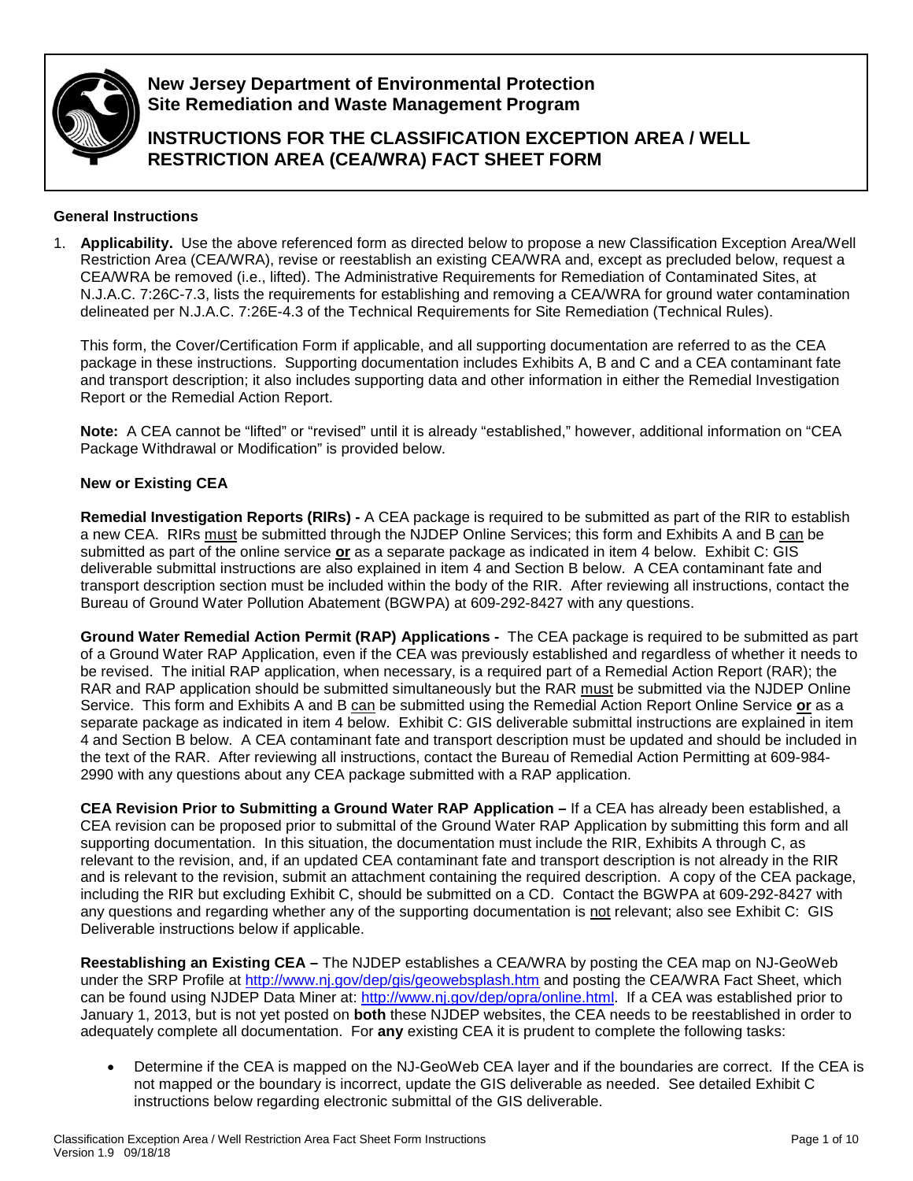# New Jersey Department of Environmental Protection
# Site Remediation and Waste Management Program

## INSTRUCTIONS FOR THE CLASSIFICATION EXCEPTION AREA / WELL RESTRICTION AREA (CEA/WRA) FACT SHEET FORM

### General Instructions

1. **Applicability.** Use the above referenced form as directed below to propose a new Classification Exception Area/Well Restriction Area (CEA/WRA), revise or reestablish an existing CEA/WRA and, except as precluded below, request a CEA/WRA be removed (i.e., lifted). The Administrative Requirements for Remediation of Contaminated Sites, at N.J.A.C. 7:26C-7.3, lists the requirements for establishing and removing a CEA/WRA for ground water contamination delineated per N.J.A.C. 7:26E-4.3 of the Technical Requirements for Site Remediation (Technical Rules).

   This form, the Cover/Certification Form if applicable, and all supporting documentation are referred to as the CEA package in these instructions. Supporting documentation includes Exhibits A, B and C and a CEA contaminant fate and transport description; it also includes supporting data and other information in either the Remedial Investigation Report or the Remedial Action Report.

   **Note:** A CEA cannot be "lifted" or "revised" until it is already "established," however, additional information on "CEA Package Withdrawal or Modification" is provided below.

   **New or Existing CEA**

   **Remedial Investigation Reports (RIRs) -** A CEA package is required to be submitted as part of the RIR to establish a new CEA. RIRs must be submitted through the NJDEP Online Services; this form and Exhibits A and B can be submitted as part of the online service **or** as a separate package as indicated in item 4 below. Exhibit C: GIS deliverable submittal instructions are also explained in item 4 and Section B below. A CEA contaminant fate and transport description section must be included within the body of the RIR. After reviewing all instructions, contact the Bureau of Ground Water Pollution Abatement (BGWPA) at 609-292-8427 with any questions.

   **Ground Water Remedial Action Permit (RAP) Applications -** The CEA package is required to be submitted as part of a Ground Water RAP Application, even if the CEA was previously established and regardless of whether it needs to be revised. The initial RAP application, when necessary, is a required part of a Remedial Action Report (RAR); the RAR and RAP application should be submitted simultaneously but the RAR must be submitted via the NJDEP Online Service. This form and Exhibits A and B can be submitted using the Remedial Action Report Online Service **or** as a separate package as indicated in item 4 below. Exhibit C: GIS deliverable submittal instructions are explained in item 4 and Section B below. A CEA contaminant fate and transport description must be updated and should be included in the text of the RAR. After reviewing all instructions, contact the Bureau of Remedial Action Permitting at 609-984-2990 with any questions about any CEA package submitted with a RAP application.

   **CEA Revision Prior to Submitting a Ground Water RAP Application –** If a CEA has already been established, a CEA revision can be proposed prior to submittal of the Ground Water RAP Application by submitting this form and all supporting documentation. In this situation, the documentation must include the RIR, Exhibits A through C, as relevant to the revision, and, if an updated CEA contaminant fate and transport description is not already in the RIR and is relevant to the revision, submit an attachment containing the required description. A copy of the CEA package, including the RIR but excluding Exhibit C, should be submitted on a CD. Contact the BGWPA at 609-292-8427 with any questions and regarding whether any of the supporting documentation is not relevant; also see Exhibit C: GIS Deliverable instructions below if applicable.

   **Reestablishing an Existing CEA –** The NJDEP establishes a CEA/WRA by posting the CEA map on NJ-GeoWeb under the SRP Profile at http://www.nj.gov/dep/gis/geowebsplash.htm and posting the CEA/WRA Fact Sheet, which can be found using NJDEP Data Miner at: http://www.nj.gov/dep/opra/online.html. If a CEA was established prior to January 1, 2013, but is not yet posted on **both** these NJDEP websites, the CEA needs to be reestablished in order to adequately complete all documentation. For **any** existing CEA it is prudent to complete the following tasks:

   - Determine if the CEA is mapped on the NJ-GeoWeb CEA layer and if the boundaries are correct. If the CEA is not mapped or the boundary is incorrect, update the GIS deliverable as needed. See detailed Exhibit C instructions below regarding electronic submittal of the GIS deliverable.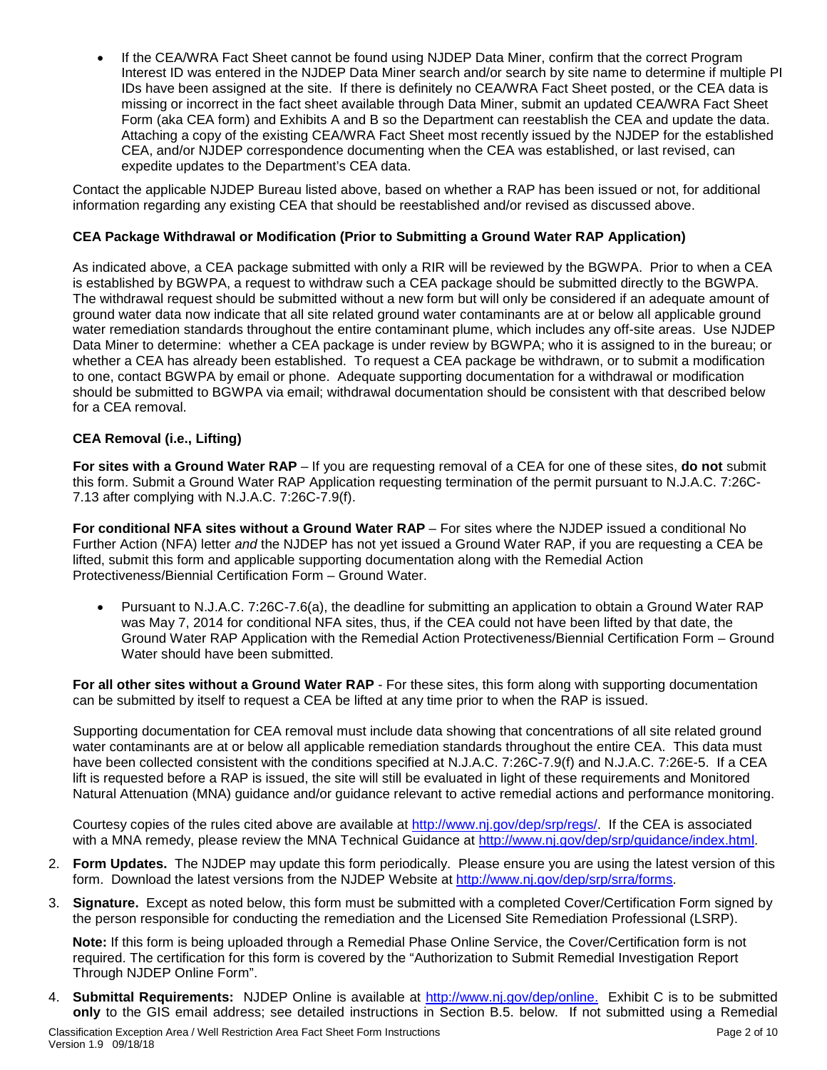- If the CEA/WRA Fact Sheet cannot be found using NJDEP Data Miner, confirm that the correct Program Interest ID was entered in the NJDEP Data Miner search and/or search by site name to determine if multiple PI IDs have been assigned at the site. If there is definitely no CEA/WRA Fact Sheet posted, or the CEA data is missing or incorrect in the fact sheet available through Data Miner, submit an updated CEA/WRA Fact Sheet Form (aka CEA form) and Exhibits A and B so the Department can reestablish the CEA and update the data. Attaching a copy of the existing CEA/WRA Fact Sheet most recently issued by the NJDEP for the established CEA, and/or NJDEP correspondence documenting when the CEA was established, or last revised, can expedite updates to the Department's CEA data.

Contact the applicable NJDEP Bureau listed above, based on whether a RAP has been issued or not, for additional information regarding any existing CEA that should be reestablished and/or revised as discussed above.

**CEA Package Withdrawal or Modification (Prior to Submitting a Ground Water RAP Application)**

As indicated above, a CEA package submitted with only a RIR will be reviewed by the BGWPA. Prior to when a CEA is established by BGWPA, a request to withdraw such a CEA package should be submitted directly to the BGWPA. The withdrawal request should be submitted without a new form but will only be considered if an adequate amount of ground water data now indicate that all site related ground water contaminants are at or below all applicable ground water remediation standards throughout the entire contaminant plume, which includes any off-site areas. Use NJDEP Data Miner to determine: whether a CEA package is under review by BGWPA; who it is assigned to in the bureau; or whether a CEA has already been established. To request a CEA package be withdrawn, or to submit a modification to one, contact BGWPA by email or phone. Adequate supporting documentation for a withdrawal or modification should be submitted to BGWPA via email; withdrawal documentation should be consistent with that described below for a CEA removal.

**CEA Removal (i.e., Lifting)**

**For sites with a Ground Water RAP** – If you are requesting removal of a CEA for one of these sites, **do not** submit this form. Submit a Ground Water RAP Application requesting termination of the permit pursuant to N.J.A.C. 7:26C-7.13 after complying with N.J.A.C. 7:26C-7.9(f).

**For conditional NFA sites without a Ground Water RAP** – For sites where the NJDEP issued a conditional No Further Action (NFA) letter *and* the NJDEP has not yet issued a Ground Water RAP, if you are requesting a CEA be lifted, submit this form and applicable supporting documentation along with the Remedial Action Protectiveness/Biennial Certification Form – Ground Water.

- Pursuant to N.J.A.C. 7:26C-7.6(a), the deadline for submitting an application to obtain a Ground Water RAP was May 7, 2014 for conditional NFA sites, thus, if the CEA could not have been lifted by that date, the Ground Water RAP Application with the Remedial Action Protectiveness/Biennial Certification Form – Ground Water should have been submitted.

**For all other sites without a Ground Water RAP** - For these sites, this form along with supporting documentation can be submitted by itself to request a CEA be lifted at any time prior to when the RAP is issued.

Supporting documentation for CEA removal must include data showing that concentrations of all site related ground water contaminants are at or below all applicable remediation standards throughout the entire CEA. This data must have been collected consistent with the conditions specified at N.J.A.C. 7:26C-7.9(f) and N.J.A.C. 7:26E-5. If a CEA lift is requested before a RAP is issued, the site will still be evaluated in light of these requirements and Monitored Natural Attenuation (MNA) guidance and/or guidance relevant to active remedial actions and performance monitoring.

Courtesy copies of the rules cited above are available at http://www.nj.gov/dep/srp/regs/. If the CEA is associated with a MNA remedy, please review the MNA Technical Guidance at http://www.nj.gov/dep/srp/guidance/index.html.

2. **Form Updates.** The NJDEP may update this form periodically. Please ensure you are using the latest version of this form. Download the latest versions from the NJDEP Website at http://www.nj.gov/dep/srp/srra/forms.

3. **Signature.** Except as noted below, this form must be submitted with a completed Cover/Certification Form signed by the person responsible for conducting the remediation and the Licensed Site Remediation Professional (LSRP).

   **Note:** If this form is being uploaded through a Remedial Phase Online Service, the Cover/Certification form is not required. The certification for this form is covered by the "Authorization to Submit Remedial Investigation Report Through NJDEP Online Form".

4. **Submittal Requirements:** NJDEP Online is available at http://www.nj.gov/dep/online. Exhibit C is to be submitted **only** to the GIS email address; see detailed instructions in Section B.5. below. If not submitted using a Remedial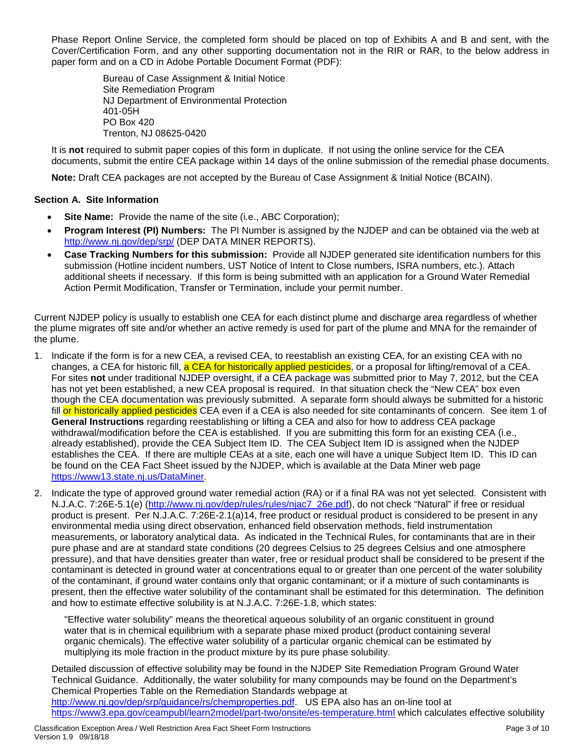Phase Report Online Service, the completed form should be placed on top of Exhibits A and B and sent, with the Cover/Certification Form, and any other supporting documentation not in the RIR or RAR, to the below address in paper form and on a CD in Adobe Portable Document Format (PDF):

Bureau of Case Assignment & Initial Notice
Site Remediation Program
NJ Department of Environmental Protection
401-05H
PO Box 420
Trenton, NJ 08625-0420

It is **not** required to submit paper copies of this form in duplicate. If not using the online service for the CEA documents, submit the entire CEA package within 14 days of the online submission of the remedial phase documents.

**Note:** Draft CEA packages are not accepted by the Bureau of Case Assignment & Initial Notice (BCAIN).

### Section A. Site Information

- **Site Name:** Provide the name of the site (i.e., ABC Corporation);
- **Program Interest (PI) Numbers:** The PI Number is assigned by the NJDEP and can be obtained via the web at http://www.nj.gov/dep/srp/ (DEP DATA MINER REPORTS).
- **Case Tracking Numbers for this submission:** Provide all NJDEP generated site identification numbers for this submission (Hotline incident numbers, UST Notice of Intent to Close numbers, ISRA numbers, etc.). Attach additional sheets if necessary. If this form is being submitted with an application for a Ground Water Remedial Action Permit Modification, Transfer or Termination, include your permit number.

Current NJDEP policy is usually to establish one CEA for each distinct plume and discharge area regardless of whether the plume migrates off site and/or whether an active remedy is used for part of the plume and MNA for the remainder of the plume.

1. Indicate if the form is for a new CEA, a revised CEA, to reestablish an existing CEA, for an existing CEA with no changes, a CEA for historic fill, a CEA for historically applied pesticides, or a proposal for lifting/removal of a CEA. For sites **not** under traditional NJDEP oversight, if a CEA package was submitted prior to May 7, 2012, but the CEA has not yet been established, a new CEA proposal is required. In that situation check the "New CEA" box even though the CEA documentation was previously submitted. A separate form should always be submitted for a historic fill or historically applied pesticides CEA even if a CEA is also needed for site contaminants of concern. See item 1 of **General Instructions** regarding reestablishing or lifting a CEA and also for how to address CEA package withdrawal/modification before the CEA is established. If you are submitting this form for an existing CEA (i.e., already established), provide the CEA Subject Item ID. The CEA Subject Item ID is assigned when the NJDEP establishes the CEA. If there are multiple CEAs at a site, each one will have a unique Subject Item ID. This ID can be found on the CEA Fact Sheet issued by the NJDEP, which is available at the Data Miner web page https://www13.state.nj.us/DataMiner.

2. Indicate the type of approved ground water remedial action (RA) or if a final RA was not yet selected. Consistent with N.J.A.C. 7:26E-5.1(e) (http://www.nj.gov/dep/rules/rules/njac7_26e.pdf), do not check "Natural" if free or residual product is present. Per N.J.A.C. 7:26E-2.1(a)14, free product or residual product is considered to be present in any environmental media using direct observation, enhanced field observation methods, field instrumentation measurements, or laboratory analytical data. As indicated in the Technical Rules, for contaminants that are in their pure phase and are at standard state conditions (20 degrees Celsius to 25 degrees Celsius and one atmosphere pressure), and that have densities greater than water, free or residual product shall be considered to be present if the contaminant is detected in ground water at concentrations equal to or greater than one percent of the water solubility of the contaminant, if ground water contains only that organic contaminant; or if a mixture of such contaminants is present, then the effective water solubility of the contaminant shall be estimated for this determination. The definition and how to estimate effective solubility is at N.J.A.C. 7:26E-1.8, which states:

   "Effective water solubility" means the theoretical aqueous solubility of an organic constituent in ground water that is in chemical equilibrium with a separate phase mixed product (product containing several organic chemicals). The effective water solubility of a particular organic chemical can be estimated by multiplying its mole fraction in the product mixture by its pure phase solubility.

   Detailed discussion of effective solubility may be found in the NJDEP Site Remediation Program Ground Water Technical Guidance. Additionally, the water solubility for many compounds may be found on the Department's Chemical Properties Table on the Remediation Standards webpage at http://www.nj.gov/dep/srp/guidance/rs/chemproperties.pdf. US EPA also has an on-line tool at https://www3.epa.gov/ceampubl/learn2model/part-two/onsite/es-temperature.html which calculates effective solubility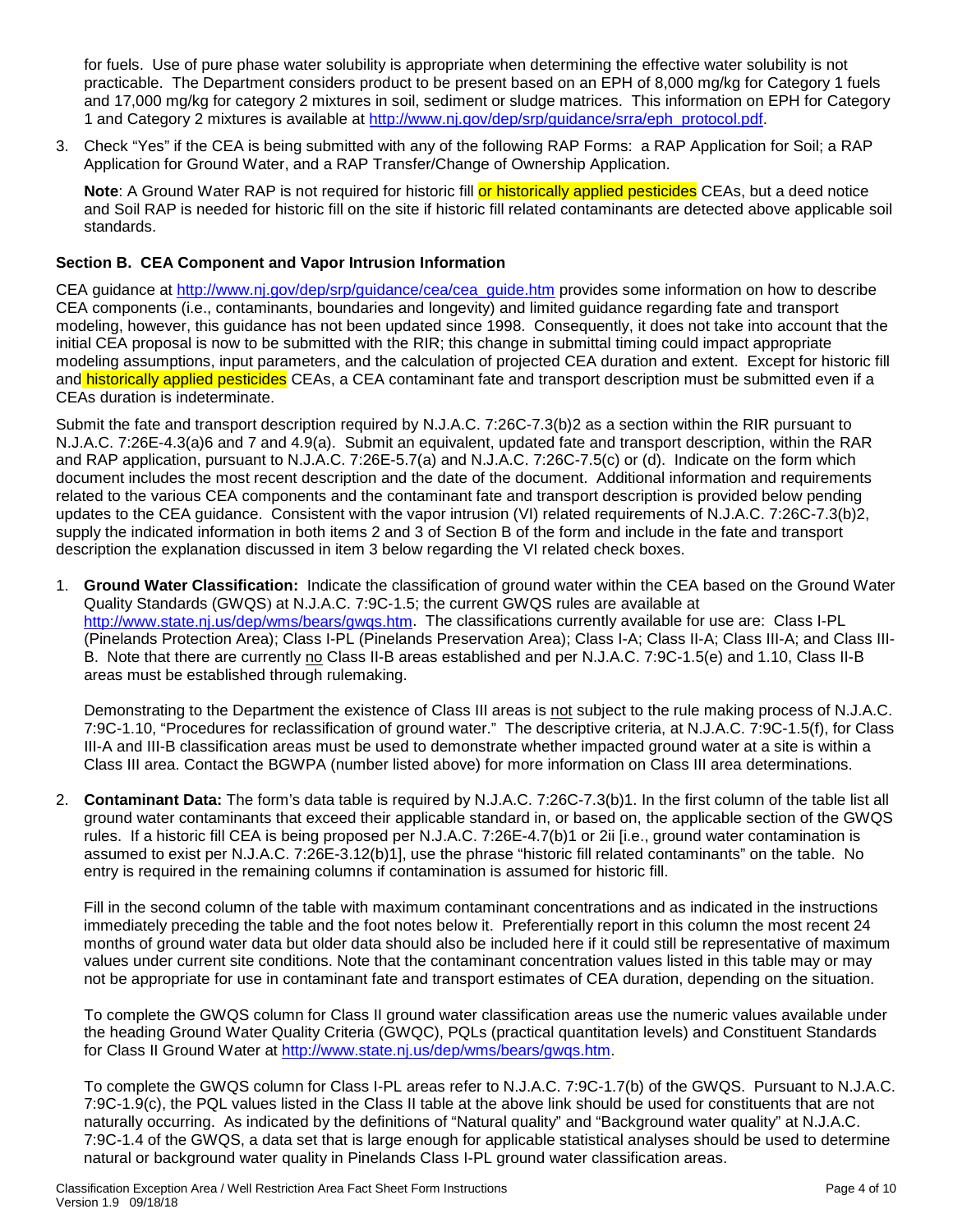for fuels. Use of pure phase water solubility is appropriate when determining the effective water solubility is not practicable. The Department considers product to be present based on an EPH of 8,000 mg/kg for Category 1 fuels and 17,000 mg/kg for category 2 mixtures in soil, sediment or sludge matrices. This information on EPH for Category 1 and Category 2 mixtures is available at http://www.nj.gov/dep/srp/guidance/srra/eph_protocol.pdf.

3. Check "Yes" if the CEA is being submitted with any of the following RAP Forms: a RAP Application for Soil; a RAP Application for Ground Water, and a RAP Transfer/Change of Ownership Application.

   **Note**: A Ground Water RAP is not required for historic fill or historically applied pesticides CEAs, but a deed notice and Soil RAP is needed for historic fill on the site if historic fill related contaminants are detected above applicable soil standards.

### Section B. CEA Component and Vapor Intrusion Information

CEA guidance at http://www.nj.gov/dep/srp/guidance/cea/cea_guide.htm provides some information on how to describe CEA components (i.e., contaminants, boundaries and longevity) and limited guidance regarding fate and transport modeling, however, this guidance has not been updated since 1998. Consequently, it does not take into account that the initial CEA proposal is now to be submitted with the RIR; this change in submittal timing could impact appropriate modeling assumptions, input parameters, and the calculation of projected CEA duration and extent. Except for historic fill and historically applied pesticides CEAs, a CEA contaminant fate and transport description must be submitted even if a CEAs duration is indeterminate.

Submit the fate and transport description required by N.J.A.C. 7:26C-7.3(b)2 as a section within the RIR pursuant to N.J.A.C. 7:26E-4.3(a)6 and 7 and 4.9(a). Submit an equivalent, updated fate and transport description, within the RAR and RAP application, pursuant to N.J.A.C. 7:26E-5.7(a) and N.J.A.C. 7:26C-7.5(c) or (d). Indicate on the form which document includes the most recent description and the date of the document. Additional information and requirements related to the various CEA components and the contaminant fate and transport description is provided below pending updates to the CEA guidance. Consistent with the vapor intrusion (VI) related requirements of N.J.A.C. 7:26C-7.3(b)2, supply the indicated information in both items 2 and 3 of Section B of the form and include in the fate and transport description the explanation discussed in item 3 below regarding the VI related check boxes.

1. **Ground Water Classification:** Indicate the classification of ground water within the CEA based on the Ground Water Quality Standards (GWQS) at N.J.A.C. 7:9C-1.5; the current GWQS rules are available at http://www.state.nj.us/dep/wms/bears/gwqs.htm. The classifications currently available for use are: Class I-PL (Pinelands Protection Area); Class I-PL (Pinelands Preservation Area); Class I-A; Class II-A; Class III-A; and Class III-B. Note that there are currently no Class II-B areas established and per N.J.A.C. 7:9C-1.5(e) and 1.10, Class II-B areas must be established through rulemaking.

   Demonstrating to the Department the existence of Class III areas is not subject to the rule making process of N.J.A.C. 7:9C-1.10, "Procedures for reclassification of ground water." The descriptive criteria, at N.J.A.C. 7:9C-1.5(f), for Class III-A and III-B classification areas must be used to demonstrate whether impacted ground water at a site is within a Class III area. Contact the BGWPA (number listed above) for more information on Class III area determinations.

2. **Contaminant Data:** The form's data table is required by N.J.A.C. 7:26C-7.3(b)1. In the first column of the table list all ground water contaminants that exceed their applicable standard in, or based on, the applicable section of the GWQS rules. If a historic fill CEA is being proposed per N.J.A.C. 7:26E-4.7(b)1 or 2ii [i.e., ground water contamination is assumed to exist per N.J.A.C. 7:26E-3.12(b)1], use the phrase "historic fill related contaminants" on the table. No entry is required in the remaining columns if contamination is assumed for historic fill.

   Fill in the second column of the table with maximum contaminant concentrations and as indicated in the instructions immediately preceding the table and the foot notes below it. Preferentially report in this column the most recent 24 months of ground water data but older data should also be included here if it could still be representative of maximum values under current site conditions. Note that the contaminant concentration values listed in this table may or may not be appropriate for use in contaminant fate and transport estimates of CEA duration, depending on the situation.

   To complete the GWQS column for Class II ground water classification areas use the numeric values available under the heading Ground Water Quality Criteria (GWQC), PQLs (practical quantitation levels) and Constituent Standards for Class II Ground Water at http://www.state.nj.us/dep/wms/bears/gwqs.htm.

   To complete the GWQS column for Class I-PL areas refer to N.J.A.C. 7:9C-1.7(b) of the GWQS. Pursuant to N.J.A.C. 7:9C-1.9(c), the PQL values listed in the Class II table at the above link should be used for constituents that are not naturally occurring. As indicated by the definitions of "Natural quality" and "Background water quality" at N.J.A.C. 7:9C-1.4 of the GWQS, a data set that is large enough for applicable statistical analyses should be used to determine natural or background water quality in Pinelands Class I-PL ground water classification areas.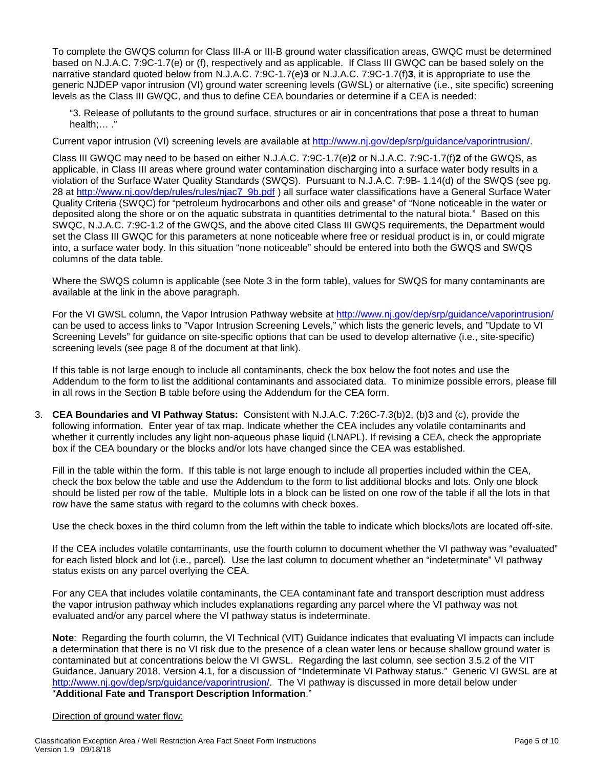To complete the GWQS column for Class III-A or III-B ground water classification areas, GWQC must be determined based on N.J.A.C. 7:9C-1.7(e) or (f), respectively and as applicable. If Class III GWQC can be based solely on the narrative standard quoted below from N.J.A.C. 7:9C-1.7(e)**3** or N.J.A.C. 7:9C-1.7(f)**3**, it is appropriate to use the generic NJDEP vapor intrusion (VI) ground water screening levels (GWSL) or alternative (i.e., site specific) screening levels as the Class III GWQC, and thus to define CEA boundaries or determine if a CEA is needed:

> "3. Release of pollutants to the ground surface, structures or air in concentrations that pose a threat to human health;… ."

Current vapor intrusion (VI) screening levels are available at http://www.nj.gov/dep/srp/guidance/vaporintrusion/.

Class III GWQC may need to be based on either N.J.A.C. 7:9C-1.7(e)**2** or N.J.A.C. 7:9C-1.7(f)**2** of the GWQS, as applicable, in Class III areas where ground water contamination discharging into a surface water body results in a violation of the Surface Water Quality Standards (SWQS). Pursuant to N.J.A.C. 7:9B- 1.14(d) of the SWQS (see pg. 28 at http://www.nj.gov/dep/rules/rules/njac7_9b.pdf ) all surface water classifications have a General Surface Water Quality Criteria (SWQC) for "petroleum hydrocarbons and other oils and grease" of "None noticeable in the water or deposited along the shore or on the aquatic substrata in quantities detrimental to the natural biota." Based on this SWQC, N.J.A.C. 7:9C-1.2 of the GWQS, and the above cited Class III GWQS requirements, the Department would set the Class III GWQC for this parameters at none noticeable where free or residual product is in, or could migrate into, a surface water body. In this situation "none noticeable" should be entered into both the GWQS and SWQS columns of the data table.

Where the SWQS column is applicable (see Note 3 in the form table), values for SWQS for many contaminants are available at the link in the above paragraph.

For the VI GWSL column, the Vapor Intrusion Pathway website at http://www.nj.gov/dep/srp/guidance/vaporintrusion/ can be used to access links to "Vapor Intrusion Screening Levels," which lists the generic levels, and "Update to VI Screening Levels" for guidance on site-specific options that can be used to develop alternative (i.e., site-specific) screening levels (see page 8 of the document at that link).

If this table is not large enough to include all contaminants, check the box below the foot notes and use the Addendum to the form to list the additional contaminants and associated data. To minimize possible errors, please fill in all rows in the Section B table before using the Addendum for the CEA form.

3. **CEA Boundaries and VI Pathway Status:** Consistent with N.J.A.C. 7:26C-7.3(b)2, (b)3 and (c), provide the following information. Enter year of tax map. Indicate whether the CEA includes any volatile contaminants and whether it currently includes any light non-aqueous phase liquid (LNAPL). If revising a CEA, check the appropriate box if the CEA boundary or the blocks and/or lots have changed since the CEA was established.

   Fill in the table within the form. If this table is not large enough to include all properties included within the CEA, check the box below the table and use the Addendum to the form to list additional blocks and lots. Only one block should be listed per row of the table. Multiple lots in a block can be listed on one row of the table if all the lots in that row have the same status with regard to the columns with check boxes.

   Use the check boxes in the third column from the left within the table to indicate which blocks/lots are located off-site.

   If the CEA includes volatile contaminants, use the fourth column to document whether the VI pathway was "evaluated" for each listed block and lot (i.e., parcel). Use the last column to document whether an "indeterminate" VI pathway status exists on any parcel overlying the CEA.

   For any CEA that includes volatile contaminants, the CEA contaminant fate and transport description must address the vapor intrusion pathway which includes explanations regarding any parcel where the VI pathway was not evaluated and/or any parcel where the VI pathway status is indeterminate.

   **Note**: Regarding the fourth column, the VI Technical (VIT) Guidance indicates that evaluating VI impacts can include a determination that there is no VI risk due to the presence of a clean water lens or because shallow ground water is contaminated but at concentrations below the VI GWSL. Regarding the last column, see section 3.5.2 of the VIT Guidance, January 2018, Version 4.1, for a discussion of "Indeterminate VI Pathway status." Generic VI GWSL are at http://www.nj.gov/dep/srp/guidance/vaporintrusion/. The VI pathway is discussed in more detail below under "**Additional Fate and Transport Description Information**."

   Direction of ground water flow: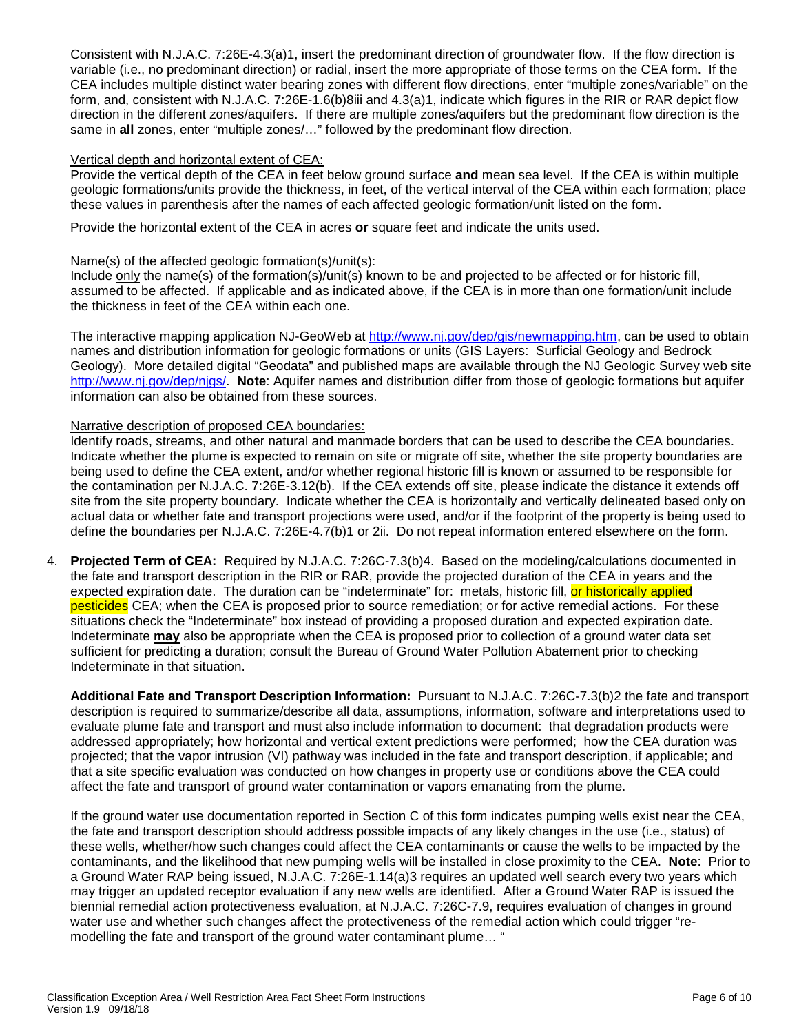Consistent with N.J.A.C. 7:26E-4.3(a)1, insert the predominant direction of groundwater flow. If the flow direction is variable (i.e., no predominant direction) or radial, insert the more appropriate of those terms on the CEA form. If the CEA includes multiple distinct water bearing zones with different flow directions, enter "multiple zones/variable" on the form, and, consistent with N.J.A.C. 7:26E-1.6(b)8iii and 4.3(a)1, indicate which figures in the RIR or RAR depict flow direction in the different zones/aquifers. If there are multiple zones/aquifers but the predominant flow direction is the same in **all** zones, enter "multiple zones/…" followed by the predominant flow direction.

Vertical depth and horizontal extent of CEA:

Provide the vertical depth of the CEA in feet below ground surface **and** mean sea level. If the CEA is within multiple geologic formations/units provide the thickness, in feet, of the vertical interval of the CEA within each formation; place these values in parenthesis after the names of each affected geologic formation/unit listed on the form.

Provide the horizontal extent of the CEA in acres **or** square feet and indicate the units used.

Name(s) of the affected geologic formation(s)/unit(s):

Include only the name(s) of the formation(s)/unit(s) known to be and projected to be affected or for historic fill, assumed to be affected. If applicable and as indicated above, if the CEA is in more than one formation/unit include the thickness in feet of the CEA within each one.

The interactive mapping application NJ-GeoWeb at http://www.nj.gov/dep/gis/newmapping.htm, can be used to obtain names and distribution information for geologic formations or units (GIS Layers: Surficial Geology and Bedrock Geology). More detailed digital "Geodata" and published maps are available through the NJ Geologic Survey web site http://www.nj.gov/dep/njgs/. **Note**: Aquifer names and distribution differ from those of geologic formations but aquifer information can also be obtained from these sources.

Narrative description of proposed CEA boundaries:

Identify roads, streams, and other natural and manmade borders that can be used to describe the CEA boundaries. Indicate whether the plume is expected to remain on site or migrate off site, whether the site property boundaries are being used to define the CEA extent, and/or whether regional historic fill is known or assumed to be responsible for the contamination per N.J.A.C. 7:26E-3.12(b). If the CEA extends off site, please indicate the distance it extends off site from the site property boundary. Indicate whether the CEA is horizontally and vertically delineated based only on actual data or whether fate and transport projections were used, and/or if the footprint of the property is being used to define the boundaries per N.J.A.C. 7:26E-4.7(b)1 or 2ii. Do not repeat information entered elsewhere on the form.

4. **Projected Term of CEA:** Required by N.J.A.C. 7:26C-7.3(b)4. Based on the modeling/calculations documented in the fate and transport description in the RIR or RAR, provide the projected duration of the CEA in years and the expected expiration date. The duration can be "indeterminate" for: metals, historic fill, or historically applied pesticides CEA; when the CEA is proposed prior to source remediation; or for active remedial actions. For these situations check the "Indeterminate" box instead of providing a proposed duration and expected expiration date. Indeterminate **may** also be appropriate when the CEA is proposed prior to collection of a ground water data set sufficient for predicting a duration; consult the Bureau of Ground Water Pollution Abatement prior to checking Indeterminate in that situation.

   **Additional Fate and Transport Description Information:** Pursuant to N.J.A.C. 7:26C-7.3(b)2 the fate and transport description is required to summarize/describe all data, assumptions, information, software and interpretations used to evaluate plume fate and transport and must also include information to document: that degradation products were addressed appropriately; how horizontal and vertical extent predictions were performed; how the CEA duration was projected; that the vapor intrusion (VI) pathway was included in the fate and transport description, if applicable; and that a site specific evaluation was conducted on how changes in property use or conditions above the CEA could affect the fate and transport of ground water contamination or vapors emanating from the plume.

   If the ground water use documentation reported in Section C of this form indicates pumping wells exist near the CEA, the fate and transport description should address possible impacts of any likely changes in the use (i.e., status) of these wells, whether/how such changes could affect the CEA contaminants or cause the wells to be impacted by the contaminants, and the likelihood that new pumping wells will be installed in close proximity to the CEA. **Note**: Prior to a Ground Water RAP being issued, N.J.A.C. 7:26E-1.14(a)3 requires an updated well search every two years which may trigger an updated receptor evaluation if any new wells are identified. After a Ground Water RAP is issued the biennial remedial action protectiveness evaluation, at N.J.A.C. 7:26C-7.9, requires evaluation of changes in ground water use and whether such changes affect the protectiveness of the remedial action which could trigger "re-modelling the fate and transport of the ground water contaminant plume… "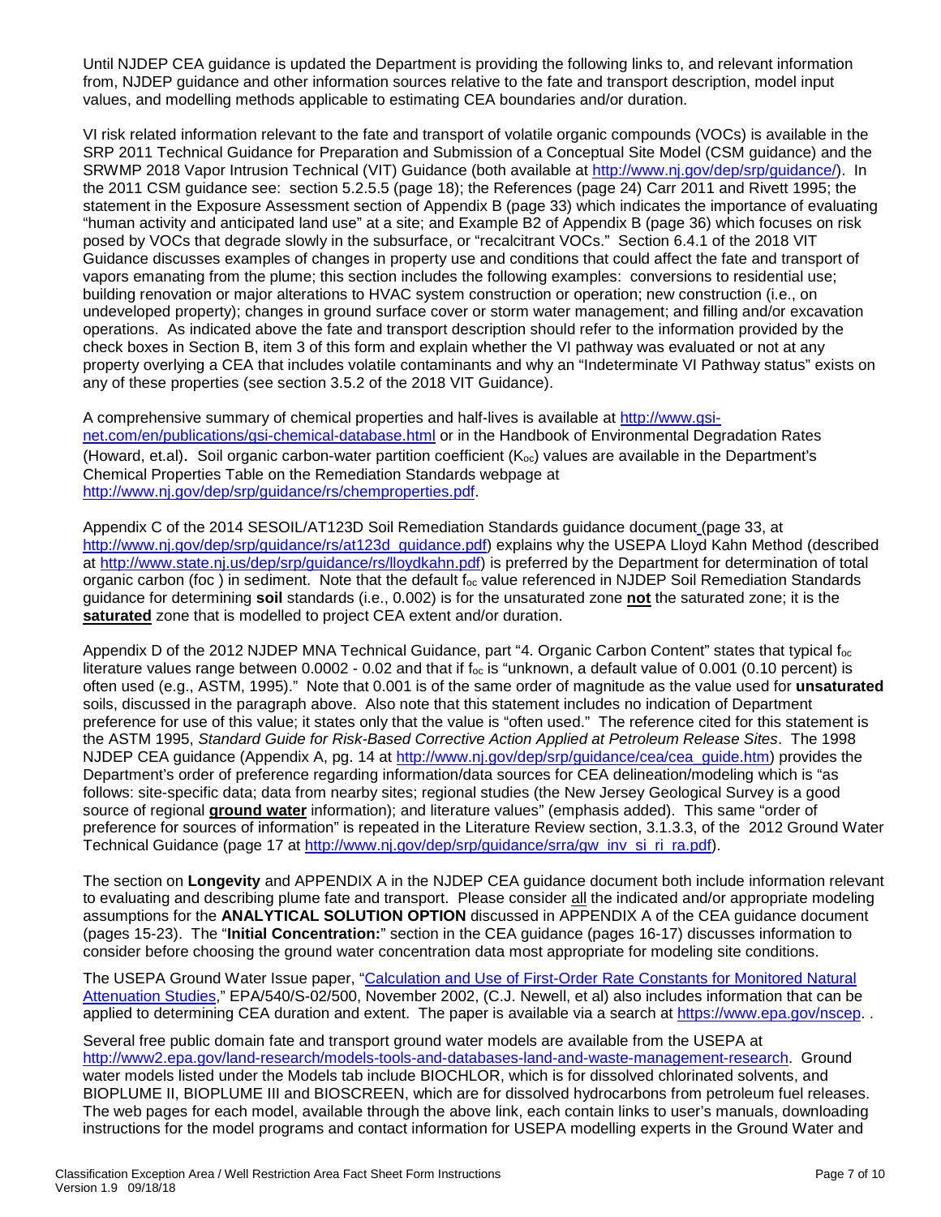Until NJDEP CEA guidance is updated the Department is providing the following links to, and relevant information from, NJDEP guidance and other information sources relative to the fate and transport description, model input values, and modelling methods applicable to estimating CEA boundaries and/or duration.

VI risk related information relevant to the fate and transport of volatile organic compounds (VOCs) is available in the SRP 2011 Technical Guidance for Preparation and Submission of a Conceptual Site Model (CSM guidance) and the SRWMP 2018 Vapor Intrusion Technical (VIT) Guidance (both available at http://www.nj.gov/dep/srp/guidance/). In the 2011 CSM guidance see: section 5.2.5.5 (page 18); the References (page 24) Carr 2011 and Rivett 1995; the statement in the Exposure Assessment section of Appendix B (page 33) which indicates the importance of evaluating "human activity and anticipated land use" at a site; and Example B2 of Appendix B (page 36) which focuses on risk posed by VOCs that degrade slowly in the subsurface, or "recalcitrant VOCs." Section 6.4.1 of the 2018 VIT Guidance discusses examples of changes in property use and conditions that could affect the fate and transport of vapors emanating from the plume; this section includes the following examples: conversions to residential use; building renovation or major alterations to HVAC system construction or operation; new construction (i.e., on undeveloped property); changes in ground surface cover or storm water management; and filling and/or excavation operations. As indicated above the fate and transport description should refer to the information provided by the check boxes in Section B, item 3 of this form and explain whether the VI pathway was evaluated or not at any property overlying a CEA that includes volatile contaminants and why an "Indeterminate VI Pathway status" exists on any of these properties (see section 3.5.2 of the 2018 VIT Guidance).

A comprehensive summary of chemical properties and half-lives is available at http://www.gsi-net.com/en/publications/gsi-chemical-database.html or in the Handbook of Environmental Degradation Rates (Howard, et.al). Soil organic carbon-water partition coefficient ($K_{oc}$) values are available in the Department's Chemical Properties Table on the Remediation Standards webpage at http://www.nj.gov/dep/srp/guidance/rs/chemproperties.pdf.

Appendix C of the 2014 SESOIL/AT123D Soil Remediation Standards guidance document (page 33, at http://www.nj.gov/dep/srp/guidance/rs/at123d_guidance.pdf) explains why the USEPA Lloyd Kahn Method (described at http://www.state.nj.us/dep/srp/guidance/rs/lloydkahn.pdf) is preferred by the Department for determination of total organic carbon ($f_{oc}$ ) in sediment. Note that the default $f_{oc}$ value referenced in NJDEP Soil Remediation Standards guidance for determining **soil** standards (i.e., 0.002) is for the unsaturated zone **not** the saturated zone; it is the **saturated** zone that is modelled to project CEA extent and/or duration.

Appendix D of the 2012 NJDEP MNA Technical Guidance, part "4. Organic Carbon Content" states that typical $f_{oc}$ literature values range between 0.0002 - 0.02 and that if $f_{oc}$ is "unknown, a default value of 0.001 (0.10 percent) is often used (e.g., ASTM, 1995)." Note that 0.001 is of the same order of magnitude as the value used for **unsaturated** soils, discussed in the paragraph above. Also note that this statement includes no indication of Department preference for use of this value; it states only that the value is "often used." The reference cited for this statement is the ASTM 1995, *Standard Guide for Risk-Based Corrective Action Applied at Petroleum Release Sites*. The 1998 NJDEP CEA guidance (Appendix A, pg. 14 at http://www.nj.gov/dep/srp/guidance/cea/cea_guide.htm) provides the Department's order of preference regarding information/data sources for CEA delineation/modeling which is "as follows: site-specific data; data from nearby sites; regional studies (the New Jersey Geological Survey is a good source of regional **ground water** information); and literature values" (emphasis added). This same "order of preference for sources of information" is repeated in the Literature Review section, 3.1.3.3, of the 2012 Ground Water Technical Guidance (page 17 at http://www.nj.gov/dep/srp/guidance/srra/gw_inv_si_ri_ra.pdf).

The section on **Longevity** and APPENDIX A in the NJDEP CEA guidance document both include information relevant to evaluating and describing plume fate and transport. Please consider all the indicated and/or appropriate modeling assumptions for the **ANALYTICAL SOLUTION OPTION** discussed in APPENDIX A of the CEA guidance document (pages 15-23). The "**Initial Concentration:**" section in the CEA guidance (pages 16-17) discusses information to consider before choosing the ground water concentration data most appropriate for modeling site conditions.

The USEPA Ground Water Issue paper, "Calculation and Use of First-Order Rate Constants for Monitored Natural Attenuation Studies," EPA/540/S-02/500, November 2002, (C.J. Newell, et al) also includes information that can be applied to determining CEA duration and extent. The paper is available via a search at https://www.epa.gov/nscep. .

Several free public domain fate and transport ground water models are available from the USEPA at http://www2.epa.gov/land-research/models-tools-and-databases-land-and-waste-management-research. Ground water models listed under the Models tab include BIOCHLOR, which is for dissolved chlorinated solvents, and BIOPLUME II, BIOPLUME III and BIOSCREEN, which are for dissolved hydrocarbons from petroleum fuel releases. The web pages for each model, available through the above link, each contain links to user's manuals, downloading instructions for the model programs and contact information for USEPA modelling experts in the Ground Water and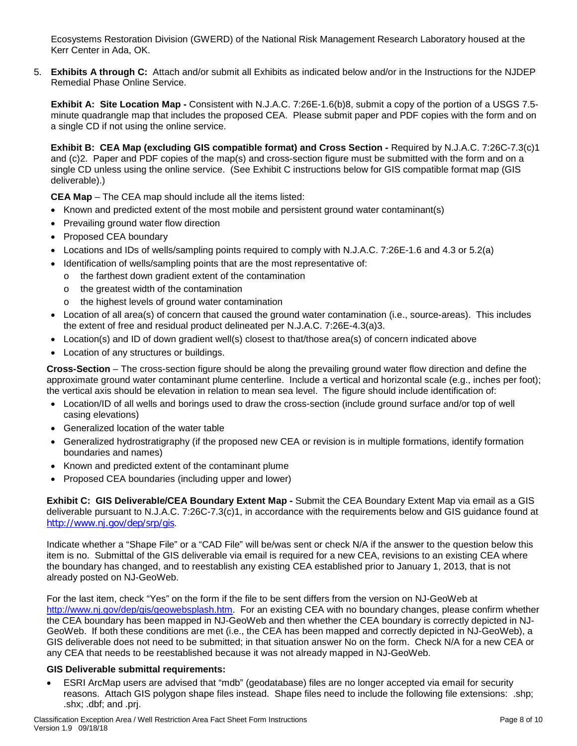Ecosystems Restoration Division (GWERD) of the National Risk Management Research Laboratory housed at the Kerr Center in Ada, OK.

5. **Exhibits A through C:** Attach and/or submit all Exhibits as indicated below and/or in the Instructions for the NJDEP Remedial Phase Online Service.

   **Exhibit A: Site Location Map -** Consistent with N.J.A.C. 7:26E-1.6(b)8, submit a copy of the portion of a USGS 7.5-minute quadrangle map that includes the proposed CEA. Please submit paper and PDF copies with the form and on a single CD if not using the online service.

   **Exhibit B: CEA Map (excluding GIS compatible format) and Cross Section -** Required by N.J.A.C. 7:26C-7.3(c)1 and (c)2. Paper and PDF copies of the map(s) and cross-section figure must be submitted with the form and on a single CD unless using the online service. (See Exhibit C instructions below for GIS compatible format map (GIS deliverable).)

   **CEA Map** – The CEA map should include all the items listed:

   - Known and predicted extent of the most mobile and persistent ground water contaminant(s)
   - Prevailing ground water flow direction
   - Proposed CEA boundary
   - Locations and IDs of wells/sampling points required to comply with N.J.A.C. 7:26E-1.6 and 4.3 or 5.2(a)
   - Identification of wells/sampling points that are the most representative of:
     - the farthest down gradient extent of the contamination
     - the greatest width of the contamination
     - the highest levels of ground water contamination
   - Location of all area(s) of concern that caused the ground water contamination (i.e., source-areas). This includes the extent of free and residual product delineated per N.J.A.C. 7:26E-4.3(a)3.
   - Location(s) and ID of down gradient well(s) closest to that/those area(s) of concern indicated above
   - Location of any structures or buildings.

   **Cross-Section** – The cross-section figure should be along the prevailing ground water flow direction and define the approximate ground water contaminant plume centerline. Include a vertical and horizontal scale (e.g., inches per foot); the vertical axis should be elevation in relation to mean sea level. The figure should include identification of:

   - Location/ID of all wells and borings used to draw the cross-section (include ground surface and/or top of well casing elevations)
   - Generalized location of the water table
   - Generalized hydrostratigraphy (if the proposed new CEA or revision is in multiple formations, identify formation boundaries and names)
   - Known and predicted extent of the contaminant plume
   - Proposed CEA boundaries (including upper and lower)

   **Exhibit C: GIS Deliverable/CEA Boundary Extent Map -** Submit the CEA Boundary Extent Map via email as a GIS deliverable pursuant to N.J.A.C. 7:26C-7.3(c)1, in accordance with the requirements below and GIS guidance found at http://www.nj.gov/dep/srp/gis.

   Indicate whether a "Shape File" or a "CAD File" will be/was sent or check N/A if the answer to the question below this item is no. Submittal of the GIS deliverable via email is required for a new CEA, revisions to an existing CEA where the boundary has changed, and to reestablish any existing CEA established prior to January 1, 2013, that is not already posted on NJ-GeoWeb.

   For the last item, check "Yes" on the form if the file to be sent differs from the version on NJ-GeoWeb at http://www.nj.gov/dep/gis/geowebsplash.htm. For an existing CEA with no boundary changes, please confirm whether the CEA boundary has been mapped in NJ-GeoWeb and then whether the CEA boundary is correctly depicted in NJ-GeoWeb. If both these conditions are met (i.e., the CEA has been mapped and correctly depicted in NJ-GeoWeb), a GIS deliverable does not need to be submitted; in that situation answer No on the form. Check N/A for a new CEA or any CEA that needs to be reestablished because it was not already mapped in NJ-GeoWeb.

   **GIS Deliverable submittal requirements:**

   - ESRI ArcMap users are advised that "mdb" (geodatabase) files are no longer accepted via email for security reasons. Attach GIS polygon shape files instead. Shape files need to include the following file extensions: .shp; .shx; .dbf; and .prj.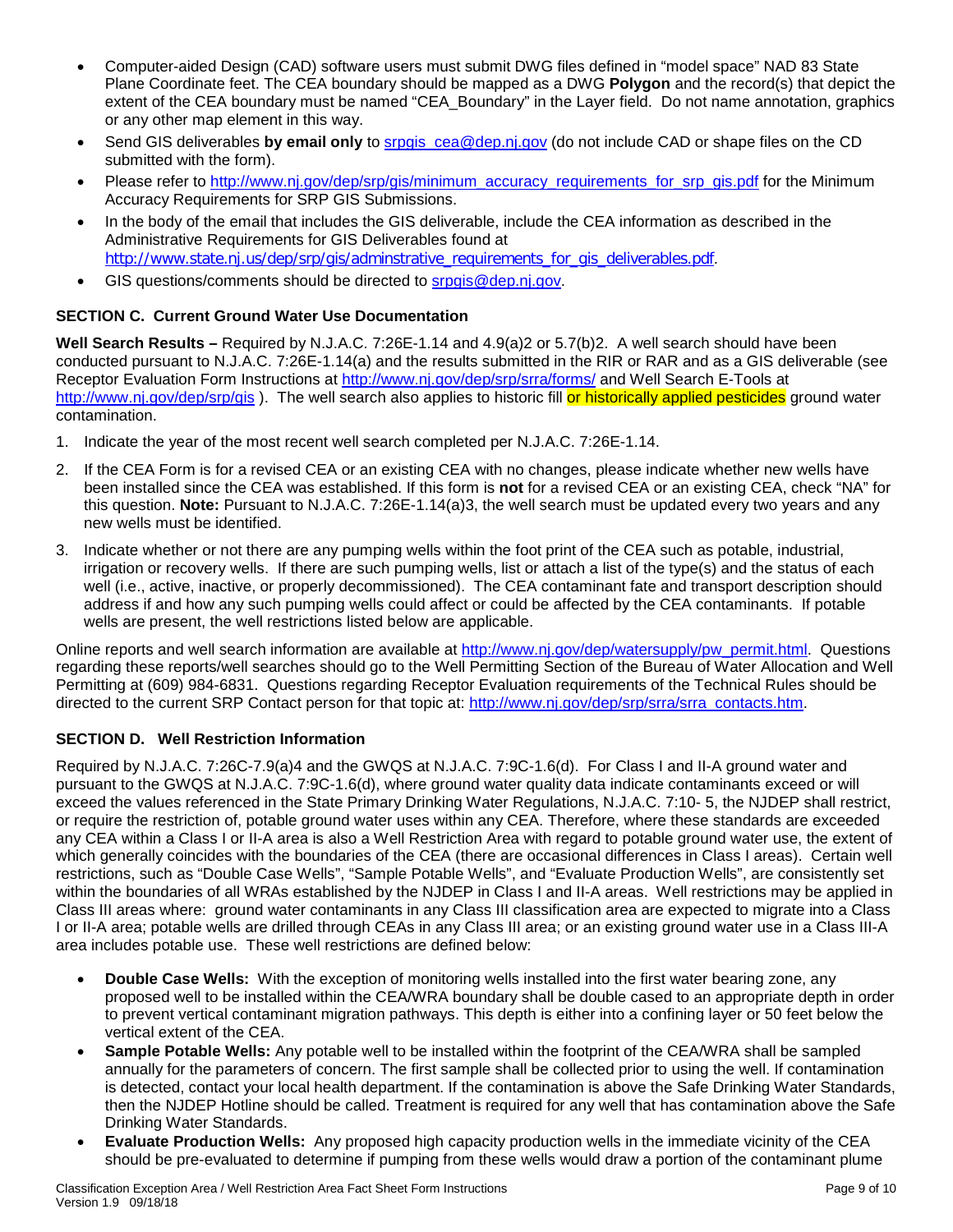- Computer-aided Design (CAD) software users must submit DWG files defined in "model space" NAD 83 State Plane Coordinate feet. The CEA boundary should be mapped as a DWG **Polygon** and the record(s) that depict the extent of the CEA boundary must be named "CEA_Boundary" in the Layer field. Do not name annotation, graphics or any other map element in this way.
- Send GIS deliverables **by email only** to srpgis_cea@dep.nj.gov (do not include CAD or shape files on the CD submitted with the form).
- Please refer to http://www.nj.gov/dep/srp/gis/minimum_accuracy_requirements_for_srp_gis.pdf for the Minimum Accuracy Requirements for SRP GIS Submissions.
- In the body of the email that includes the GIS deliverable, include the CEA information as described in the Administrative Requirements for GIS Deliverables found at http://www.state.nj.us/dep/srp/gis/adminstrative_requirements_for_gis_deliverables.pdf.
- GIS questions/comments should be directed to srpgis@dep.nj.gov.

### SECTION C. Current Ground Water Use Documentation

**Well Search Results –** Required by N.J.A.C. 7:26E-1.14 and 4.9(a)2 or 5.7(b)2. A well search should have been conducted pursuant to N.J.A.C. 7:26E-1.14(a) and the results submitted in the RIR or RAR and as a GIS deliverable (see Receptor Evaluation Form Instructions at http://www.nj.gov/dep/srp/srra/forms/ and Well Search E-Tools at http://www.nj.gov/dep/srp/gis ). The well search also applies to historic fill or historically applied pesticides ground water contamination.

1. Indicate the year of the most recent well search completed per N.J.A.C. 7:26E-1.14.
2. If the CEA Form is for a revised CEA or an existing CEA with no changes, please indicate whether new wells have been installed since the CEA was established. If this form is **not** for a revised CEA or an existing CEA, check "NA" for this question. **Note:** Pursuant to N.J.A.C. 7:26E-1.14(a)3, the well search must be updated every two years and any new wells must be identified.
3. Indicate whether or not there are any pumping wells within the foot print of the CEA such as potable, industrial, irrigation or recovery wells. If there are such pumping wells, list or attach a list of the type(s) and the status of each well (i.e., active, inactive, or properly decommissioned). The CEA contaminant fate and transport description should address if and how any such pumping wells could affect or could be affected by the CEA contaminants. If potable wells are present, the well restrictions listed below are applicable.

Online reports and well search information are available at http://www.nj.gov/dep/watersupply/pw_permit.html. Questions regarding these reports/well searches should go to the Well Permitting Section of the Bureau of Water Allocation and Well Permitting at (609) 984-6831. Questions regarding Receptor Evaluation requirements of the Technical Rules should be directed to the current SRP Contact person for that topic at: http://www.nj.gov/dep/srp/srra/srra_contacts.htm.

### SECTION D. Well Restriction Information

Required by N.J.A.C. 7:26C-7.9(a)4 and the GWQS at N.J.A.C. 7:9C-1.6(d). For Class I and II-A ground water and pursuant to the GWQS at N.J.A.C. 7:9C-1.6(d), where ground water quality data indicate contaminants exceed or will exceed the values referenced in the State Primary Drinking Water Regulations, N.J.A.C. 7:10- 5, the NJDEP shall restrict, or require the restriction of, potable ground water uses within any CEA. Therefore, where these standards are exceeded any CEA within a Class I or II-A area is also a Well Restriction Area with regard to potable ground water use, the extent of which generally coincides with the boundaries of the CEA (there are occasional differences in Class I areas). Certain well restrictions, such as "Double Case Wells", "Sample Potable Wells", and "Evaluate Production Wells", are consistently set within the boundaries of all WRAs established by the NJDEP in Class I and II-A areas. Well restrictions may be applied in Class III areas where: ground water contaminants in any Class III classification area are expected to migrate into a Class I or II-A area; potable wells are drilled through CEAs in any Class III area; or an existing ground water use in a Class III-A area includes potable use. These well restrictions are defined below:

- **Double Case Wells:** With the exception of monitoring wells installed into the first water bearing zone, any proposed well to be installed within the CEA/WRA boundary shall be double cased to an appropriate depth in order to prevent vertical contaminant migration pathways. This depth is either into a confining layer or 50 feet below the vertical extent of the CEA.
- **Sample Potable Wells:** Any potable well to be installed within the footprint of the CEA/WRA shall be sampled annually for the parameters of concern. The first sample shall be collected prior to using the well. If contamination is detected, contact your local health department. If the contamination is above the Safe Drinking Water Standards, then the NJDEP Hotline should be called. Treatment is required for any well that has contamination above the Safe Drinking Water Standards.
- **Evaluate Production Wells:** Any proposed high capacity production wells in the immediate vicinity of the CEA should be pre-evaluated to determine if pumping from these wells would draw a portion of the contaminant plume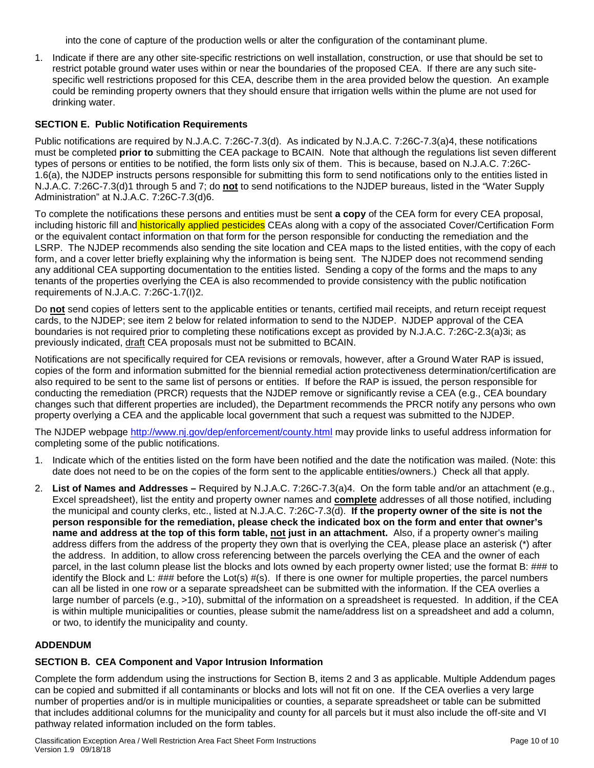into the cone of capture of the production wells or alter the configuration of the contaminant plume.

1. Indicate if there are any other site-specific restrictions on well installation, construction, or use that should be set to restrict potable ground water uses within or near the boundaries of the proposed CEA. If there are any such site-specific well restrictions proposed for this CEA, describe them in the area provided below the question. An example could be reminding property owners that they should ensure that irrigation wells within the plume are not used for drinking water.

### SECTION E. Public Notification Requirements

Public notifications are required by N.J.A.C. 7:26C-7.3(d). As indicated by N.J.A.C. 7:26C-7.3(a)4, these notifications must be completed **prior to** submitting the CEA package to BCAIN. Note that although the regulations list seven different types of persons or entities to be notified, the form lists only six of them. This is because, based on N.J.A.C. 7:26C-1.6(a), the NJDEP instructs persons responsible for submitting this form to send notifications only to the entities listed in N.J.A.C. 7:26C-7.3(d)1 through 5 and 7; do **not** to send notifications to the NJDEP bureaus, listed in the "Water Supply Administration" at N.J.A.C. 7:26C-7.3(d)6.

To complete the notifications these persons and entities must be sent **a copy** of the CEA form for every CEA proposal, including historic fill and historically applied pesticides CEAs along with a copy of the associated Cover/Certification Form or the equivalent contact information on that form for the person responsible for conducting the remediation and the LSRP. The NJDEP recommends also sending the site location and CEA maps to the listed entities, with the copy of each form, and a cover letter briefly explaining why the information is being sent. The NJDEP does not recommend sending any additional CEA supporting documentation to the entities listed. Sending a copy of the forms and the maps to any tenants of the properties overlying the CEA is also recommended to provide consistency with the public notification requirements of N.J.A.C. 7:26C-1.7(I)2.

Do **not** send copies of letters sent to the applicable entities or tenants, certified mail receipts, and return receipt request cards, to the NJDEP; see item 2 below for related information to send to the NJDEP. NJDEP approval of the CEA boundaries is not required prior to completing these notifications except as provided by N.J.A.C. 7:26C-2.3(a)3i; as previously indicated, draft CEA proposals must not be submitted to BCAIN.

Notifications are not specifically required for CEA revisions or removals, however, after a Ground Water RAP is issued, copies of the form and information submitted for the biennial remedial action protectiveness determination/certification are also required to be sent to the same list of persons or entities. If before the RAP is issued, the person responsible for conducting the remediation (PRCR) requests that the NJDEP remove or significantly revise a CEA (e.g., CEA boundary changes such that different properties are included), the Department recommends the PRCR notify any persons who own property overlying a CEA and the applicable local government that such a request was submitted to the NJDEP.

The NJDEP webpage http://www.nj.gov/dep/enforcement/county.html may provide links to useful address information for completing some of the public notifications.

1. Indicate which of the entities listed on the form have been notified and the date the notification was mailed. (Note: this date does not need to be on the copies of the form sent to the applicable entities/owners.) Check all that apply.
2. **List of Names and Addresses –** Required by N.J.A.C. 7:26C-7.3(a)4. On the form table and/or an attachment (e.g., Excel spreadsheet), list the entity and property owner names and **complete** addresses of all those notified, including the municipal and county clerks, etc., listed at N.J.A.C. 7:26C-7.3(d). **If the property owner of the site is not the person responsible for the remediation, please check the indicated box on the form and enter that owner's name and address at the top of this form table, not just in an attachment.** Also, if a property owner's mailing address differs from the address of the property they own that is overlying the CEA, please place an asterisk (*) after the address. In addition, to allow cross referencing between the parcels overlying the CEA and the owner of each parcel, in the last column please list the blocks and lots owned by each property owner listed; use the format B: ### to identify the Block and L: ### before the Lot(s) #(s). If there is one owner for multiple properties, the parcel numbers can all be listed in one row or a separate spreadsheet can be submitted with the information. If the CEA overlies a large number of parcels (e.g., >10), submittal of the information on a spreadsheet is requested. In addition, if the CEA is within multiple municipalities or counties, please submit the name/address list on a spreadsheet and add a column, or two, to identify the municipality and county.

## ADDENDUM

### SECTION B. CEA Component and Vapor Intrusion Information

Complete the form addendum using the instructions for Section B, items 2 and 3 as applicable. Multiple Addendum pages can be copied and submitted if all contaminants or blocks and lots will not fit on one. If the CEA overlies a very large number of properties and/or is in multiple municipalities or counties, a separate spreadsheet or table can be submitted that includes additional columns for the municipality and county for all parcels but it must also include the off-site and VI pathway related information included on the form tables.